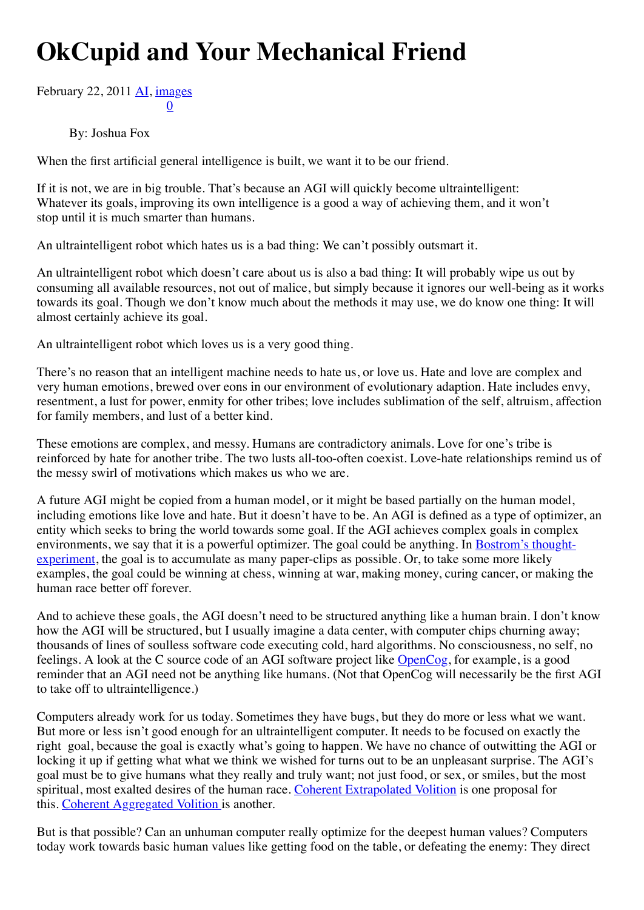# OkCupid and Your Mechanical Friend

February 22, 2011 AI, images
0

By: Joshua Fox

When the first artificial general intelligence is built, we want it to be our friend.

If it is not, we are in big trouble. That's because an AGI will quickly become ultraintelligent: Whatever its goals, improving its own intelligence is a good a way of achieving them, and it won't stop until it is much smarter than humans.

An ultraintelligent robot which hates us is a bad thing: We can't possibly outsmart it.

An ultraintelligent robot which doesn't care about us is also a bad thing: It will probably wipe us out by consuming all available resources, not out of malice, but simply because it ignores our well-being as it works towards its goal. Though we don't know much about the methods it may use, we do know one thing: It will almost certainly achieve its goal.

An ultraintelligent robot which loves us is a very good thing.

There's no reason that an intelligent machine needs to hate us, or love us. Hate and love are complex and very human emotions, brewed over eons in our environment of evolutionary adaption. Hate includes envy, resentment, a lust for power, enmity for other tribes; love includes sublimation of the self, altruism, affection for family members, and lust of a better kind.

These emotions are complex, and messy. Humans are contradictory animals. Love for one's tribe is reinforced by hate for another tribe. The two lusts all-too-often coexist. Love-hate relationships remind us of the messy swirl of motivations which makes us who we are.

A future AGI might be copied from a human model, or it might be based partially on the human model, including emotions like love and hate. But it doesn't have to be. An AGI is defined as a type of optimizer, an entity which seeks to bring the world towards some goal. If the AGI achieves complex goals in complex environments, we say that it is a powerful optimizer. The goal could be anything. In Bostrom's thought-experiment, the goal is to accumulate as many paper-clips as possible. Or, to take some more likely examples, the goal could be winning at chess, winning at war, making money, curing cancer, or making the human race better off forever.

And to achieve these goals, the AGI doesn't need to be structured anything like a human brain. I don't know how the AGI will be structured, but I usually imagine a data center, with computer chips churning away; thousands of lines of soulless software code executing cold, hard algorithms. No consciousness, no self, no feelings. A look at the C source code of an AGI software project like OpenCog, for example, is a good reminder that an AGI need not be anything like humans. (Not that OpenCog will necessarily be the first AGI to take off to ultraintelligence.)

Computers already work for us today. Sometimes they have bugs, but they do more or less what we want. But more or less isn't good enough for an ultraintelligent computer. It needs to be focused on exactly the right goal, because the goal is exactly what's going to happen. We have no chance of outwitting the AGI or locking it up if getting what what we think we wished for turns out to be an unpleasant surprise. The AGI's goal must be to give humans what they really and truly want; not just food, or sex, or smiles, but the most spiritual, most exalted desires of the human race. Coherent Extrapolated Volition is one proposal for this. Coherent Aggregated Volition is another.

But is that possible? Can an unhuman computer really optimize for the deepest human values? Computers today work towards basic human values like getting food on the table, or defeating the enemy: They direct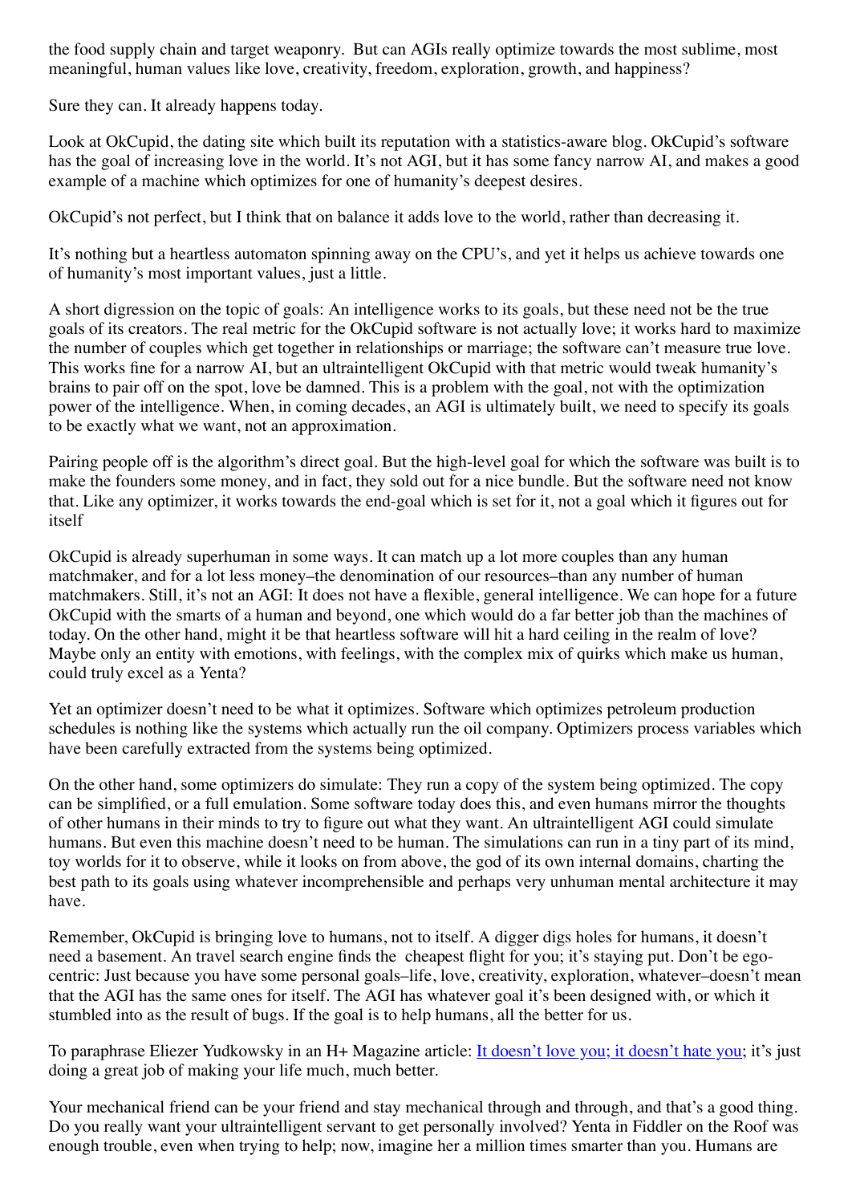the food supply chain and target weaponry. But can AGIs really optimize towards the most sublime, most meaningful, human values like love, creativity, freedom, exploration, growth, and happiness?

Sure they can. It already happens today.

Look at OkCupid, the dating site which built its reputation with a statistics-aware blog. OkCupid's software has the goal of increasing love in the world. It's not AGI, but it has some fancy narrow AI, and makes a good example of a machine which optimizes for one of humanity's deepest desires.

OkCupid's not perfect, but I think that on balance it adds love to the world, rather than decreasing it.

It's nothing but a heartless automaton spinning away on the CPU's, and yet it helps us achieve towards one of humanity's most important values, just a little.

A short digression on the topic of goals: An intelligence works to its goals, but these need not be the true goals of its creators. The real metric for the OkCupid software is not actually love; it works hard to maximize the number of couples which get together in relationships or marriage; the software can't measure true love. This works fine for a narrow AI, but an ultraintelligent OkCupid with that metric would tweak humanity's brains to pair off on the spot, love be damned. This is a problem with the goal, not with the optimization power of the intelligence. When, in coming decades, an AGI is ultimately built, we need to specify its goals to be exactly what we want, not an approximation.

Pairing people off is the algorithm's direct goal. But the high-level goal for which the software was built is to make the founders some money, and in fact, they sold out for a nice bundle. But the software need not know that. Like any optimizer, it works towards the end-goal which is set for it, not a goal which it figures out for itself

OkCupid is already superhuman in some ways. It can match up a lot more couples than any human matchmaker, and for a lot less money–the denomination of our resources–than any number of human matchmakers. Still, it's not an AGI: It does not have a flexible, general intelligence. We can hope for a future OkCupid with the smarts of a human and beyond, one which would do a far better job than the machines of today. On the other hand, might it be that heartless software will hit a hard ceiling in the realm of love? Maybe only an entity with emotions, with feelings, with the complex mix of quirks which make us human, could truly excel as a Yenta?

Yet an optimizer doesn't need to be what it optimizes. Software which optimizes petroleum production schedules is nothing like the systems which actually run the oil company. Optimizers process variables which have been carefully extracted from the systems being optimized.

On the other hand, some optimizers do simulate: They run a copy of the system being optimized. The copy can be simplified, or a full emulation. Some software today does this, and even humans mirror the thoughts of other humans in their minds to try to figure out what they want. An ultraintelligent AGI could simulate humans. But even this machine doesn't need to be human. The simulations can run in a tiny part of its mind, toy worlds for it to observe, while it looks on from above, the god of its own internal domains, charting the best path to its goals using whatever incomprehensible and perhaps very unhuman mental architecture it may have.

Remember, OkCupid is bringing love to humans, not to itself. A digger digs holes for humans, it doesn't need a basement. An travel search engine finds the cheapest flight for you; it's staying put. Don't be ego-centric: Just because you have some personal goals–life, love, creativity, exploration, whatever–doesn't mean that the AGI has the same ones for itself. The AGI has whatever goal it's been designed with, or which it stumbled into as the result of bugs. If the goal is to help humans, all the better for us.

To paraphrase Eliezer Yudkowsky in an H+ Magazine article: [It doesn't love you; it doesn't hate you](); it's just doing a great job of making your life much, much better.

Your mechanical friend can be your friend and stay mechanical through and through, and that's a good thing. Do you really want your ultraintelligent servant to get personally involved? Yenta in Fiddler on the Roof was enough trouble, even when trying to help; now, imagine her a million times smarter than you. Humans are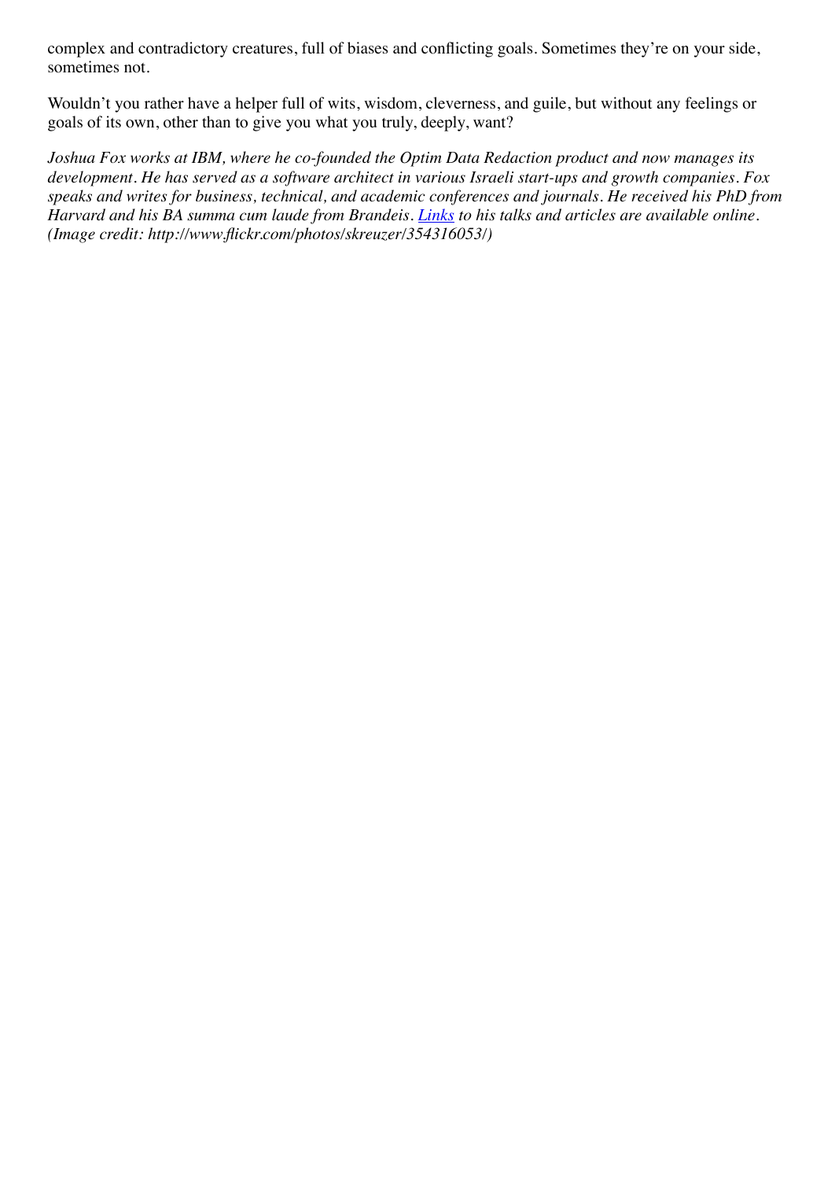complex and contradictory creatures, full of biases and conflicting goals. Sometimes they're on your side, sometimes not.

Wouldn't you rather have a helper full of wits, wisdom, cleverness, and guile, but without any feelings or goals of its own, other than to give you what you truly, deeply, want?

*Joshua Fox works at IBM, where he co-founded the Optim Data Redaction product and now manages its development. He has served as a software architect in various Israeli start-ups and growth companies. Fox speaks and writes for business, technical, and academic conferences and journals. He received his PhD from Harvard and his BA summa cum laude from Brandeis. Links to his talks and articles are available online. (Image credit: http://www.flickr.com/photos/skreuzer/354316053/)*